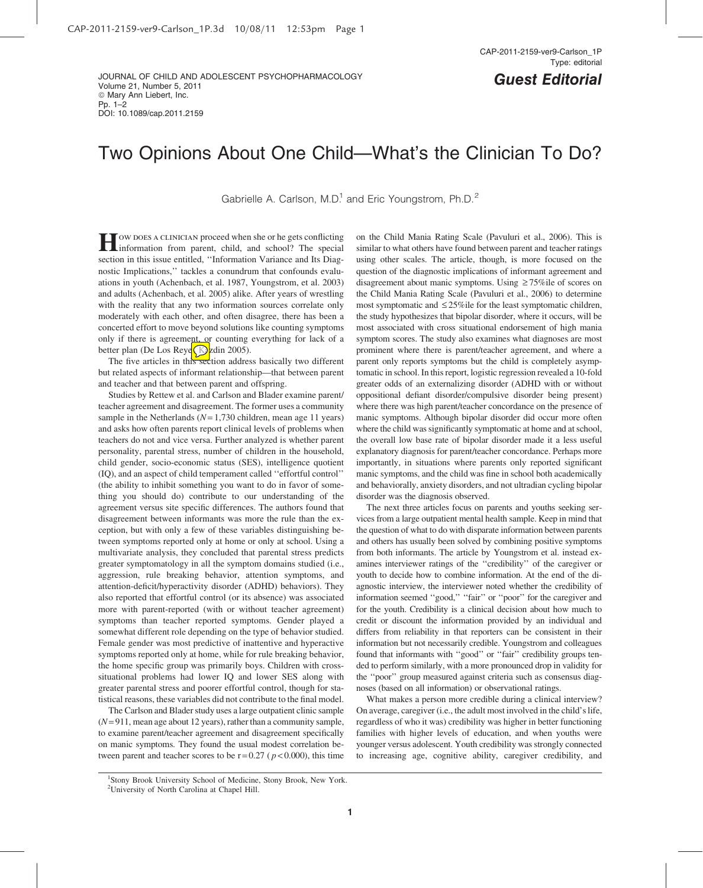Guest Editorial

# Two Opinions About One Child—What's the Clinician To Do?

Gabrielle A. Carlson, M.D.[1] and Eric Youngstrom, Ph.D.[2]

How does a clinician proceed when she or he gets conflicting information from parent, child, and school? The special section in this issue entitled, ''Information Variance and Its Diagnostic Implications,'' tackles a conundrum that confounds evaluations in youth (Achenbach, et al. 1987, Youngstrom, et al. 2003) and adults (Achenbach, et al. 2005) alike. After years of wrestling with the reality that any two information sources correlate only moderately with each other, and often disagree, there has been a concerted effort to move beyond solutions like counting symptoms only if there is agreement, or counting everything for lack of a better plan (De Los Reyes, Kazdin 2005).

The five articles in this section address basically two different but related aspects of informant relationship—that between parent and teacher and that between parent and offspring.

Studies by Rettew et al. and Carlson and Blader examine parent/teacher agreement and disagreement. The former uses a community sample in the Netherlands ($N = 1{,}730$ children, mean age 11 years) and asks how often parents report clinical levels of problems when teachers do not and vice versa. Further analyzed is whether parent personality, parental stress, number of children in the household, child gender, socio-economic status (SES), intelligence quotient (IQ), and an aspect of child temperament called ''effortful control'' (the ability to inhibit something you want to do in favor of something you should do) contribute to our understanding of the agreement versus site specific differences. The authors found that disagreement between informants was more the rule than the exception, but with only a few of these variables distinguishing between symptoms reported only at home or only at school. Using a multivariate analysis, they concluded that parental stress predicts greater symptomatology in all the symptom domains studied (i.e., aggression, rule breaking behavior, attention symptoms, and attention-deficit/hyperactivity disorder (ADHD) behaviors). They also reported that effortful control (or its absence) was associated more with parent-reported (with or without teacher agreement) symptoms than teacher reported symptoms. Gender played a somewhat different role depending on the type of behavior studied. Female gender was most predictive of inattentive and hyperactive symptoms reported only at home, while for rule breaking behavior, the home specific group was primarily boys. Children with cross-situational problems had lower IQ and lower SES along with greater parental stress and poorer effortful control, though for statistical reasons, these variables did not contribute to the final model.

The Carlson and Blader study uses a large outpatient clinic sample ($N = 911$, mean age about 12 years), rather than a community sample, to examine parent/teacher agreement and disagreement specifically on manic symptoms. They found the usual modest correlation between parent and teacher scores to be $r = 0.27$ ($p < 0.000$), this time on the Child Mania Rating Scale (Pavuluri et al., 2006). This is similar to what others have found between parent and teacher ratings using other scales. The article, though, is more focused on the question of the diagnostic implications of informant agreement and disagreement about manic symptoms. Using $\geq 75\%$ile of scores on the Child Mania Rating Scale (Pavuluri et al., 2006) to determine most symptomatic and $\leq 25\%$ile for the least symptomatic children, the study hypothesizes that bipolar disorder, where it occurs, will be most associated with cross situational endorsement of high mania symptom scores. The study also examines what diagnoses are most prominent where there is parent/teacher agreement, and where a parent only reports symptoms but the child is completely asymptomatic in school. In this report, logistic regression revealed a 10-fold greater odds of an externalizing disorder (ADHD with or without oppositional defiant disorder/compulsive disorder being present) where there was high parent/teacher concordance on the presence of manic symptoms. Although bipolar disorder did occur more often where the child was significantly symptomatic at home and at school, the overall low base rate of bipolar disorder made it a less useful explanatory diagnosis for parent/teacher concordance. Perhaps more importantly, in situations where parents only reported significant manic symptoms, and the child was fine in school both academically and behaviorally, anxiety disorders, and not ultradian cycling bipolar disorder was the diagnosis observed.

The next three articles focus on parents and youths seeking services from a large outpatient mental health sample. Keep in mind that the question of what to do with disparate information between parents and others has usually been solved by combining positive symptoms from both informants. The article by Youngstrom et al. instead examines interviewer ratings of the ''credibility'' of the caregiver or youth to decide how to combine information. At the end of the diagnostic interview, the interviewer noted whether the credibility of information seemed ''good,'' ''fair'' or ''poor'' for the caregiver and for the youth. Credibility is a clinical decision about how much to credit or discount the information provided by an individual and differs from reliability in that reporters can be consistent in their information but not necessarily credible. Youngstrom and colleagues found that informants with ''good'' or ''fair'' credibility groups tended to perform similarly, with a more pronounced drop in validity for the ''poor'' group measured against criteria such as consensus diagnoses (based on all information) or observational ratings.

What makes a person more credible during a clinical interview? On average, caregiver (i.e., the adult most involved in the child's life, regardless of who it was) credibility was higher in better functioning families with higher levels of education, and when youths were younger versus adolescent. Youth credibility was strongly connected to increasing age, cognitive ability, caregiver credibility, and

[1]Stony Brook University School of Medicine, Stony Brook, New York.
[2]University of North Carolina at Chapel Hill.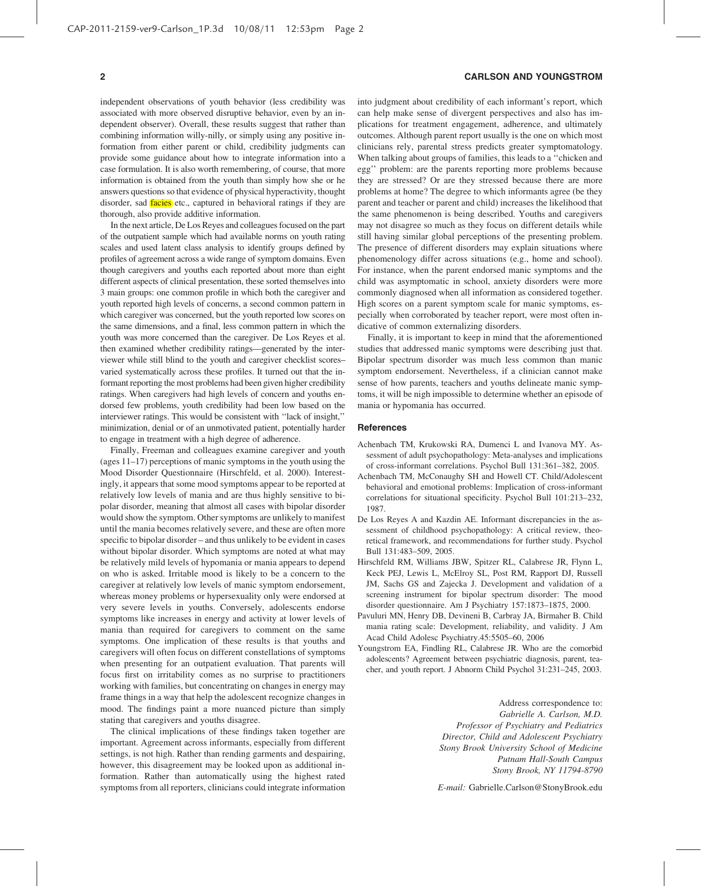independent observations of youth behavior (less credibility was associated with more observed disruptive behavior, even by an independent observer). Overall, these results suggest that rather than combining information willy-nilly, or simply using any positive information from either parent or child, credibility judgments can provide some guidance about how to integrate information into a case formulation. It is also worth remembering, of course, that more information is obtained from the youth than simply how she or he answers questions so that evidence of physical hyperactivity, thought disorder, sad facies etc., captured in behavioral ratings if they are thorough, also provide additive information.

In the next article, De Los Reyes and colleagues focused on the part of the outpatient sample which had available norms on youth rating scales and used latent class analysis to identify groups defined by profiles of agreement across a wide range of symptom domains. Even though caregivers and youths each reported about more than eight different aspects of clinical presentation, these sorted themselves into 3 main groups: one common profile in which both the caregiver and youth reported high levels of concerns, a second common pattern in which caregiver was concerned, but the youth reported low scores on the same dimensions, and a final, less common pattern in which the youth was more concerned than the caregiver. De Los Reyes et al. then examined whether credibility ratings—generated by the interviewer while still blind to the youth and caregiver checklist scores–varied systematically across these profiles. It turned out that the informant reporting the most problems had been given higher credibility ratings. When caregivers had high levels of concern and youths endorsed few problems, youth credibility had been low based on the interviewer ratings. This would be consistent with ''lack of insight,'' minimization, denial or of an unmotivated patient, potentially harder to engage in treatment with a high degree of adherence.

Finally, Freeman and colleagues examine caregiver and youth (ages 11–17) perceptions of manic symptoms in the youth using the Mood Disorder Questionnaire (Hirschfeld, et al. 2000). Interestingly, it appears that some mood symptoms appear to be reported at relatively low levels of mania and are thus highly sensitive to bipolar disorder, meaning that almost all cases with bipolar disorder would show the symptom. Other symptoms are unlikely to manifest until the mania becomes relatively severe, and these are often more specific to bipolar disorder – and thus unlikely to be evident in cases without bipolar disorder. Which symptoms are noted at what may be relatively mild levels of hypomania or mania appears to depend on who is asked. Irritable mood is likely to be a concern to the caregiver at relatively low levels of manic symptom endorsement, whereas money problems or hypersexuality only were endorsed at very severe levels in youths. Conversely, adolescents endorse symptoms like increases in energy and activity at lower levels of mania than required for caregivers to comment on the same symptoms. One implication of these results is that youths and caregivers will often focus on different constellations of symptoms when presenting for an outpatient evaluation. That parents will focus first on irritability comes as no surprise to practitioners working with families, but concentrating on changes in energy may frame things in a way that help the adolescent recognize changes in mood. The findings paint a more nuanced picture than simply stating that caregivers and youths disagree.

The clinical implications of these findings taken together are important. Agreement across informants, especially from different settings, is not high. Rather than rending garments and despairing, however, this disagreement may be looked upon as additional information. Rather than automatically using the highest rated symptoms from all reporters, clinicians could integrate information into judgment about credibility of each informant's report, which can help make sense of divergent perspectives and also has implications for treatment engagement, adherence, and ultimately outcomes. Although parent report usually is the one on which most clinicians rely, parental stress predicts greater symptomatology. When talking about groups of families, this leads to a ''chicken and egg'' problem: are the parents reporting more problems because they are stressed? Or are they stressed because there are more problems at home? The degree to which informants agree (be they parent and teacher or parent and child) increases the likelihood that the same phenomenon is being described. Youths and caregivers may not disagree so much as they focus on different details while still having similar global perceptions of the presenting problem. The presence of different disorders may explain situations where phenomenology differ across situations (e.g., home and school). For instance, when the parent endorsed manic symptoms and the child was asymptomatic in school, anxiety disorders were more commonly diagnosed when all information as considered together. High scores on a parent symptom scale for manic symptoms, especially when corroborated by teacher report, were most often indicative of common externalizing disorders.

Finally, it is important to keep in mind that the aforementioned studies that addressed manic symptoms were describing just that. Bipolar spectrum disorder was much less common than manic symptom endorsement. Nevertheless, if a clinician cannot make sense of how parents, teachers and youths delineate manic symptoms, it will be nigh impossible to determine whether an episode of mania or hypomania has occurred.

## References

Achenbach TM, Krukowski RA, Dumenci L and Ivanova MY. Assessment of adult psychopathology: Meta-analyses and implications of cross-informant correlations. Psychol Bull 131:361–382, 2005.

Achenbach TM, McConaughy SH and Howell CT. Child/Adolescent behavioral and emotional problems: Implication of cross-informant correlations for situational specificity. Psychol Bull 101:213–232, 1987.

De Los Reyes A and Kazdin AE. Informant discrepancies in the assessment of childhood psychopathology: A critical review, theoretical framework, and recommendations for further study. Psychol Bull 131:483–509, 2005.

Hirschfeld RM, Williams JBW, Spitzer RL, Calabrese JR, Flynn L, Keck PEJ, Lewis L, McElroy SL, Post RM, Rapport DJ, Russell JM, Sachs GS and Zajecka J. Development and validation of a screening instrument for bipolar spectrum disorder: The mood disorder questionnaire. Am J Psychiatry 157:1873–1875, 2000.

Pavuluri MN, Henry DB, Devineni B, Carbray JA, Birmaher B. Child mania rating scale: Development, reliability, and validity. J Am Acad Child Adolesc Psychiatry.45:5505–60, 2006

Youngstrom EA, Findling RL, Calabrese JR. Who are the comorbid adolescents? Agreement between psychiatric diagnosis, parent, teacher, and youth report. J Abnorm Child Psychol 31:231–245, 2003.

Address correspondence to:
*Gabrielle A. Carlson, M.D.*
*Professor of Psychiatry and Pediatrics*
*Director, Child and Adolescent Psychiatry*
*Stony Brook University School of Medicine*
*Putnam Hall-South Campus*
*Stony Brook, NY 11794-8790*

*E-mail:* Gabrielle.Carlson@StonyBrook.edu